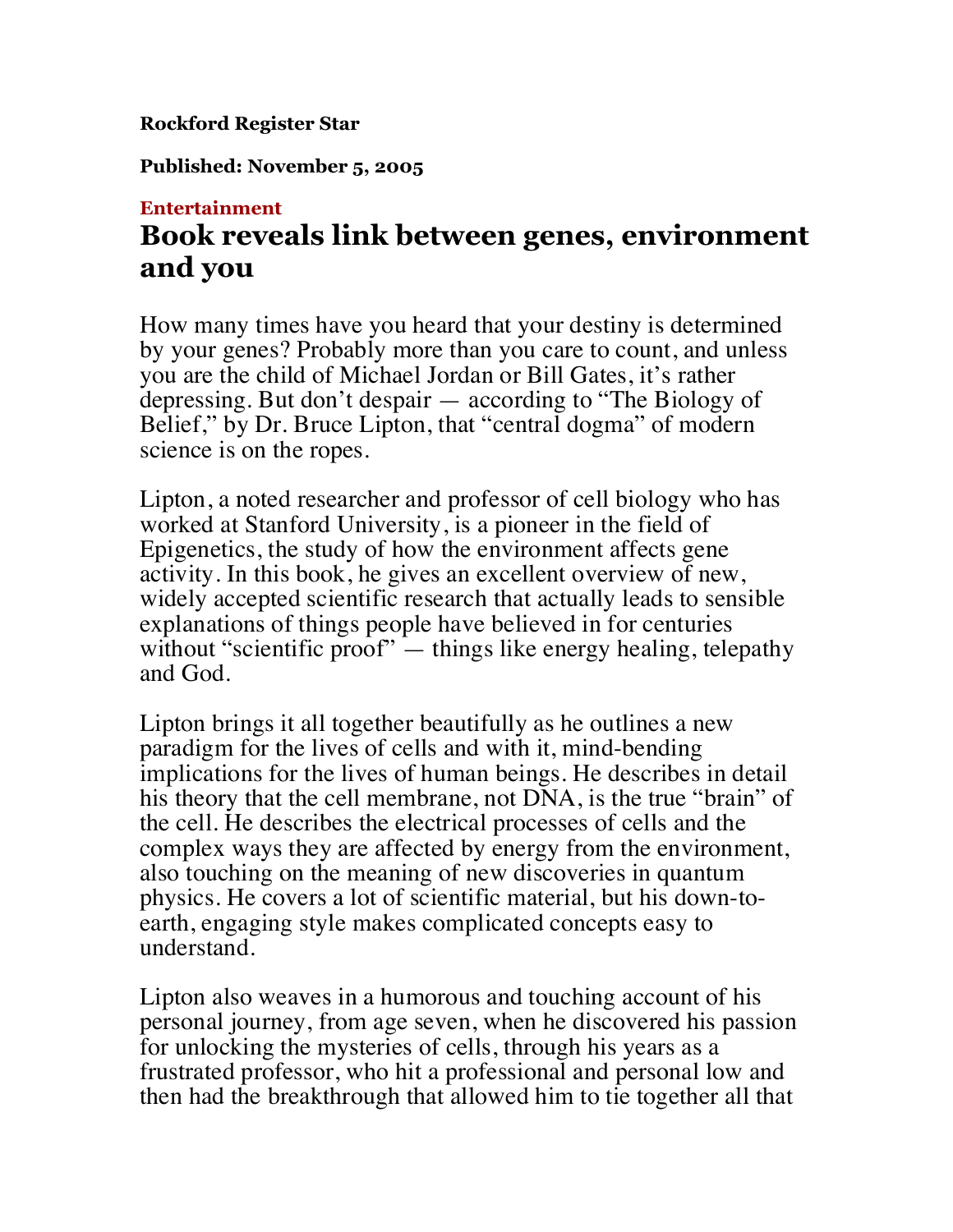**Rockford Register Star**

**Published: November 5, 2005**

**Entertainment**

# Book reveals link between genes, environment and you

How many times have you heard that your destiny is determined by your genes? Probably more than you care to count, and unless you are the child of Michael Jordan or Bill Gates, it's rather depressing. But don't despair — according to "The Biology of Belief," by Dr. Bruce Lipton, that "central dogma" of modern science is on the ropes.

Lipton, a noted researcher and professor of cell biology who has worked at Stanford University, is a pioneer in the field of Epigenetics, the study of how the environment affects gene activity. In this book, he gives an excellent overview of new, widely accepted scientific research that actually leads to sensible explanations of things people have believed in for centuries without "scientific proof" — things like energy healing, telepathy and God.

Lipton brings it all together beautifully as he outlines a new paradigm for the lives of cells and with it, mind-bending implications for the lives of human beings. He describes in detail his theory that the cell membrane, not DNA, is the true "brain" of the cell. He describes the electrical processes of cells and the complex ways they are affected by energy from the environment, also touching on the meaning of new discoveries in quantum physics. He covers a lot of scientific material, but his down-to-earth, engaging style makes complicated concepts easy to understand.

Lipton also weaves in a humorous and touching account of his personal journey, from age seven, when he discovered his passion for unlocking the mysteries of cells, through his years as a frustrated professor, who hit a professional and personal low and then had the breakthrough that allowed him to tie together all that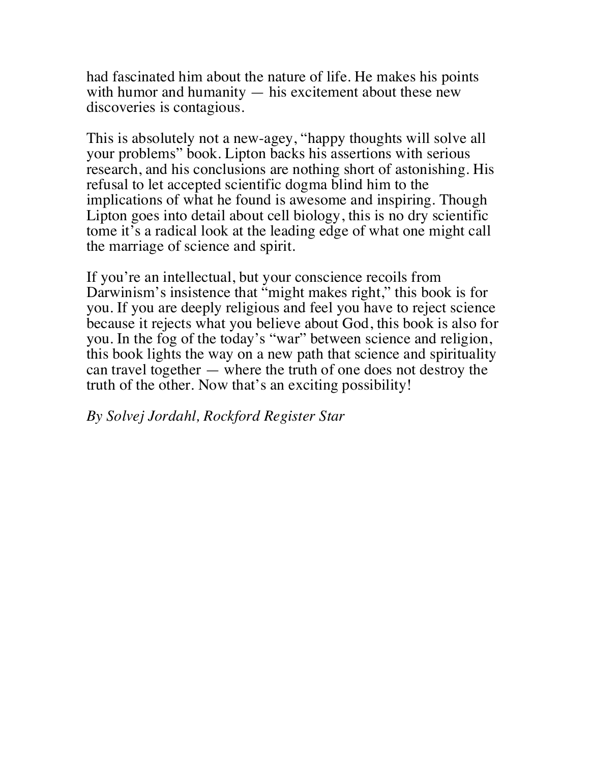had fascinated him about the nature of life. He makes his points with humor and humanity — his excitement about these new discoveries is contagious.

This is absolutely not a new-agey, "happy thoughts will solve all your problems" book. Lipton backs his assertions with serious research, and his conclusions are nothing short of astonishing. His refusal to let accepted scientific dogma blind him to the implications of what he found is awesome and inspiring. Though Lipton goes into detail about cell biology, this is no dry scientific tome it's a radical look at the leading edge of what one might call the marriage of science and spirit.

If you're an intellectual, but your conscience recoils from Darwinism's insistence that "might makes right," this book is for you. If you are deeply religious and feel you have to reject science because it rejects what you believe about God, this book is also for you. In the fog of the today's "war" between science and religion, this book lights the way on a new path that science and spirituality can travel together — where the truth of one does not destroy the truth of the other. Now that's an exciting possibility!

*By Solvej Jordahl, Rockford Register Star*